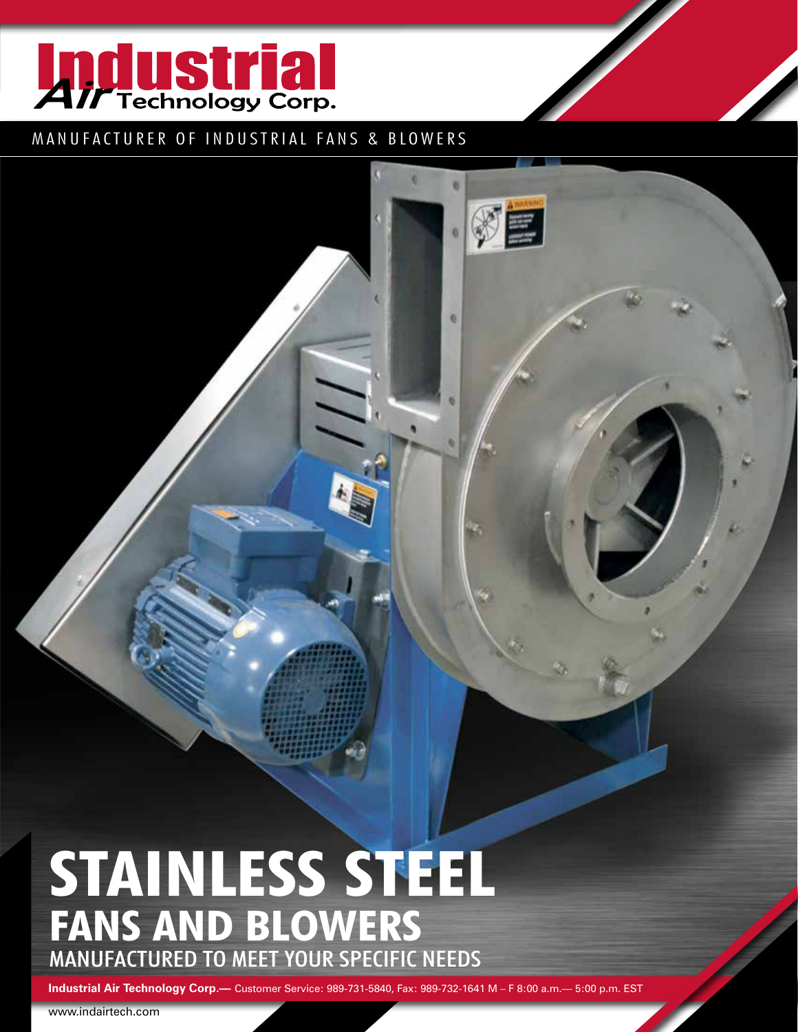# Industrial Air Technology Corp.

MANUFACTURER OF INDUSTRIAL FANS & BLOWERS

# STAINLESS STEEL
## FANS AND BLOWERS
### MANUFACTURED TO MEET YOUR SPECIFIC NEEDS

**Industrial Air Technology Corp.—** Customer Service: 989-731-5840, Fax: 989-732-1641 M – F 8:00 a.m.— 5:00 p.m. EST

www.indairtech.com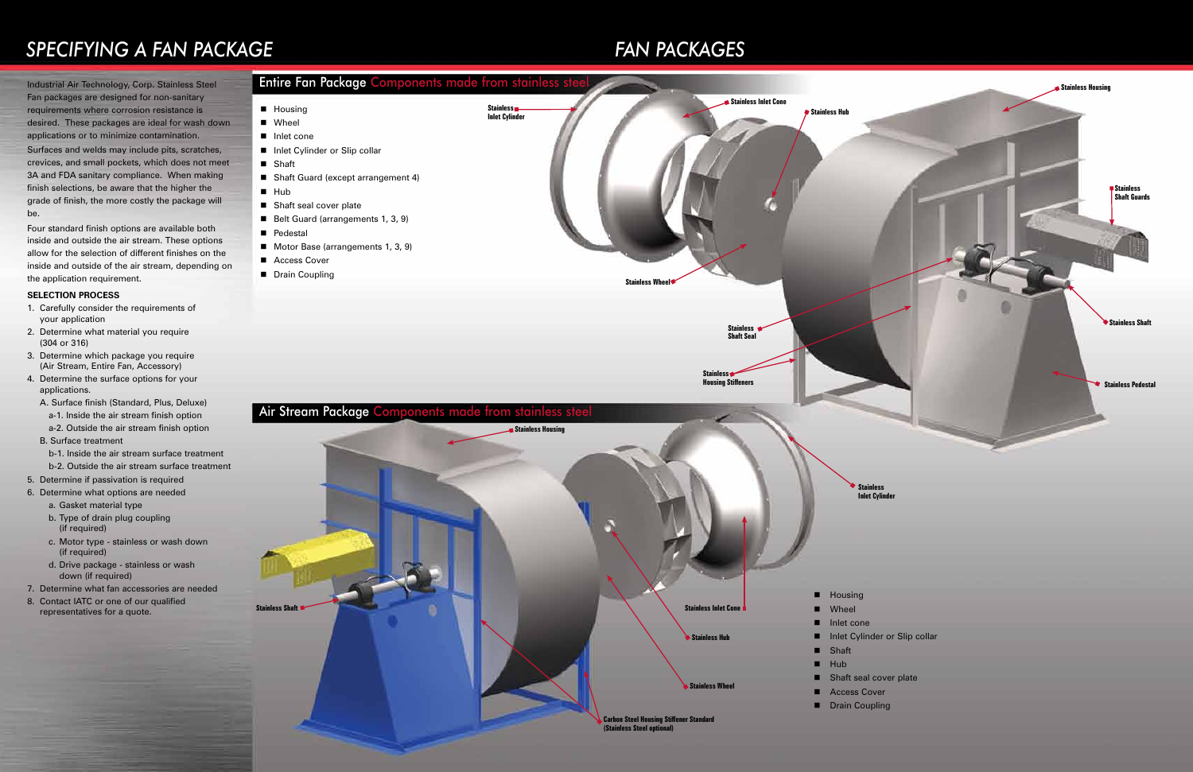# SPECIFYING A FAN PACKAGE

Industrial Air Technology, Corp. Stainless Steel Fan packages are designed for non-sanitary requirements where corrosion resistance is desired. These packages are ideal for wash down applications or to minimize contamination. Surfaces and welds may include pits, scratches, crevices, and small pockets, which does not meet 3A and FDA sanitary compliance. When making finish selections, be aware that the higher the grade of finish, the more costly the package will be.

Four standard finish options are available both inside and outside the air stream. These options allow for the selection of different finishes on the inside and outside of the air stream, depending on the application requirement.

**SELECTION PROCESS**

1. Carefully consider the requirements of your application
2. Determine what material you require (304 or 316)
3. Determine which package you require (Air Stream, Entire Fan, Accessory)
4. Determine the surface options for your applications.
   - A. Surface finish (Standard, Plus, Deluxe)
     - a-1. Inside the air stream finish option
     - a-2. Outside the air stream finish option
   - B. Surface treatment
     - b-1. Inside the air stream surface treatment
     - b-2. Outside the air stream surface treatment
5. Determine if passivation is required
6. Determine what options are needed
   - a. Gasket material type
   - b. Type of drain plug coupling (if required)
   - c. Motor type - stainless or wash down (if required)
   - d. Drive package - stainless or wash down (if required)
7. Determine what fan accessories are needed
8. Contact IATC or one of our qualified representatives for a quote.

# FAN PACKAGES

## Entire Fan Package Components made from stainless steel

- Housing
- Wheel
- Inlet cone
- Inlet Cylinder or Slip collar
- Shaft
- Shaft Guard (except arrangement 4)
- Hub
- Shaft seal cover plate
- Belt Guard (arrangements 1, 3, 9)
- Pedestal
- Motor Base (arrangements 1, 3, 9)
- Access Cover
- Drain Coupling

Stainless Inlet Cylinder
Stainless Inlet Cone
Stainless Hub
Stainless Housing
Stainless Shaft Guards
Stainless Wheel
Stainless Shaft Seal
Stainless Shaft
Stainless Housing Stiffeners
Stainless Pedestal

## Air Stream Package Components made from stainless steel

Stainless Housing
Stainless Inlet Cylinder
Stainless Shaft
Stainless Inlet Cone
Stainless Hub
Stainless Wheel
Carbon Steel Housing Stiffener Standard (Stainless Steel optional)

- Housing
- Wheel
- Inlet cone
- Inlet Cylinder or Slip collar
- Shaft
- Hub
- Shaft seal cover plate
- Access Cover
- Drain Coupling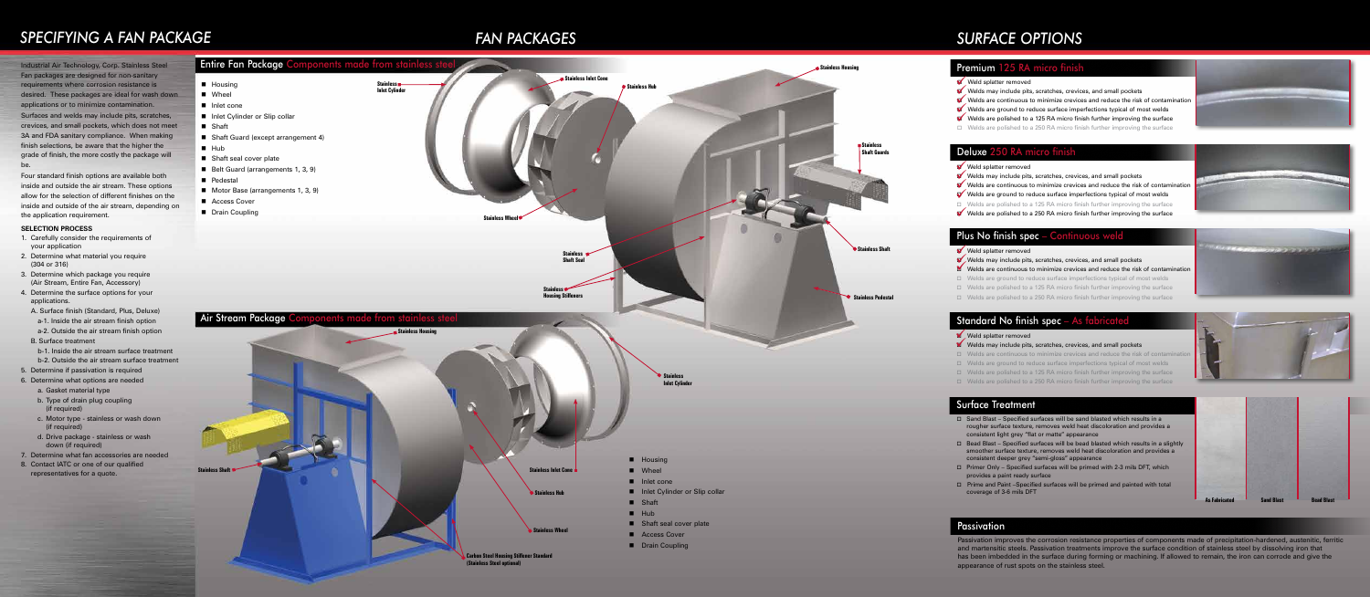# SPECIFYING A FAN PACKAGE

Industrial Air Technology, Corp. Stainless Steel Fan packages are designed for non-sanitary requirements where corrosion resistance is desired. These packages are ideal for wash down applications or to minimize contamination. Surfaces and welds may include pits, scratches, crevices, and small pockets, which does not meet 3A and FDA sanitary compliance. When making finish selections, be aware that the higher the grade of finish, the more costly the package will be.

Four standard finish options are available both inside and outside the air stream. These options allow for the selection of different finishes on the inside and outside of the air stream, depending on the application requirement.

### SELECTION PROCESS

1. Carefully consider the requirements of your application
2. Determine what material you require (304 or 316)
3. Determine which package you require (Air Stream, Entire Fan, Accessory)
4. Determine the surface options for your applications.
   - A. Surface finish (Standard, Plus, Deluxe)
     - a-1. Inside the air stream finish option
     - a-2. Outside the air stream finish option
   - B. Surface treatment
     - b-1. Inside the air stream surface treatment
     - b-2. Outside the air stream surface treatment
5. Determine if passivation is required
6. Determine what options are needed
   - a. Gasket material type
   - b. Type of drain plug coupling (if required)
   - c. Motor type - stainless or wash down (if required)
   - d. Drive package - stainless or wash down (if required)
7. Determine what fan accessories are needed
8. Contact IATC or one of our qualified representatives for a quote.

# FAN PACKAGES

## Entire Fan Package Components made from stainless steel

- Housing
- Wheel
- Inlet cone
- Inlet Cylinder or Slip collar
- Shaft
- Shaft Guard (except arrangement 4)
- Hub
- Shaft seal cover plate
- Belt Guard (arrangements 1, 3, 9)
- Pedestal
- Motor Base (arrangements 1, 3, 9)
- Access Cover
- Drain Coupling

Stainless Inlet Cylinder
Stainless Inlet Cone
Stainless Hub
Stainless Housing
Stainless Shaft Guards
Stainless Wheel
Stainless Shaft Seal
Stainless Housing Stiffeners
Stainless Shaft
Stainless Pedestal

## Air Stream Package Components made from stainless steel

- Housing
- Wheel
- Inlet cone
- Inlet Cylinder or Slip collar
- Shaft
- Hub
- Shaft seal cover plate
- Access Cover
- Drain Coupling

Stainless Housing
Stainless Inlet Cylinder
Stainless Shaft
Stainless Inlet Cone
Stainless Hub
Stainless Wheel
Carbon Steel Housing Stiffener Standard (Stainless Steel optional)

# SURFACE OPTIONS

## Premium 125 RA micro finish

- ✔ Weld splatter removed
- ✔ Welds may include pits, scratches, crevices, and small pockets
- ✔ Welds are continuous to minimize crevices and reduce the risk of contamination
- ✔ Welds are ground to reduce surface imperfections typical of most welds
- ✔ Welds are polished to a 125 RA micro finish further improving the surface
- ☐ Welds are polished to a 250 RA micro finish further improving the surface

## Deluxe 250 RA micro finish

- ✔ Weld splatter removed
- ✔ Welds may include pits, scratches, crevices, and small pockets
- ✔ Welds are continuous to minimize crevices and reduce the risk of contamination
- ✔ Welds are ground to reduce surface imperfections typical of most welds
- ☐ Welds are polished to a 125 RA micro finish further improving the surface
- ✔ Welds are polished to a 250 RA micro finish further improving the surface

## Plus No finish spec – Continuous weld

- ✔ Weld splatter removed
- ✔ Welds may include pits, scratches, crevices, and small pockets
- ✔ Welds are continuous to minimize crevices and reduce the risk of contamination
- ☐ Welds are ground to reduce surface imperfections typical of most welds
- ☐ Welds are polished to a 125 RA micro finish further improving the surface
- ☐ Welds are polished to a 250 RA micro finish further improving the surface

## Standard No finish spec – As fabricated

- ✔ Weld splatter removed
- ✔ Welds may include pits, scratches, crevices, and small pockets
- ☐ Welds are continuous to minimize crevices and reduce the risk of contamination
- ☐ Welds are ground to reduce surface imperfections typical of most welds
- ☐ Welds are polished to a 125 RA micro finish further improving the surface
- ☐ Welds are polished to a 250 RA micro finish further improving the surface

## Surface Treatment

- ☐ Sand Blast – Specified surfaces will be sand blasted which results in a rougher surface texture, removes weld heat discoloration and provides a consistent light grey "flat or matte" appearance
- ☐ Bead Blast – Specified surfaces will be bead blasted which results in a slightly smoother surface texture, removes weld heat discoloration and provides a consistent deeper grey "semi-gloss" appearance
- ☐ Primer Only – Specified surfaces will be primed with 2-3 mils DFT, which provides a paint ready surface
- ☐ Prime and Paint –Specified surfaces will be primed and painted with total coverage of 3-6 mils DFT

As Fabricated
Sand Blast
Bead Blast

## Passivation

Passivation improves the corrosion resistance properties of components made of precipitation-hardened, austenitic, ferritic and martensitic steels. Passivation treatments improve the surface condition of stainless steel by dissolving iron that has been imbedded in the surface during forming or machining. If allowed to remain, the iron can corrode and give the appearance of rust spots on the stainless steel.